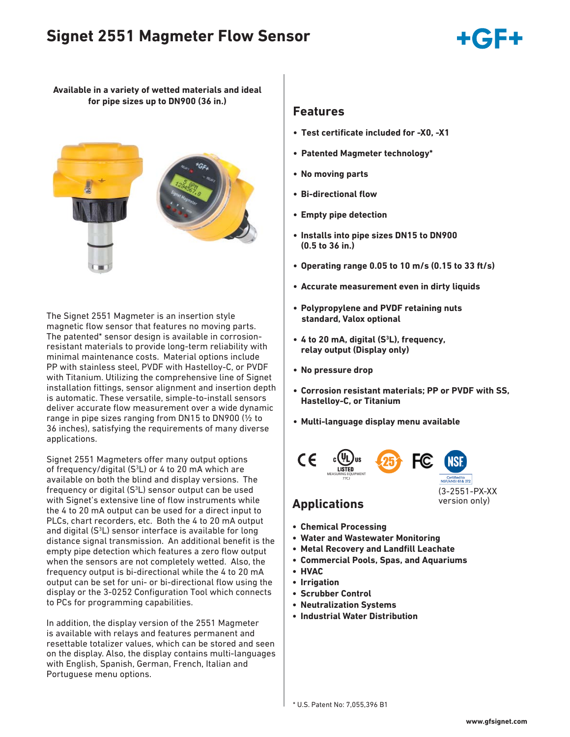# Signet 2551 Magmeter Flow Sensor

**Available in a variety of wetted materials and ideal for pipe sizes up to DN900 (36 in.)**

The Signet 2551 Magmeter is an insertion style magnetic flow sensor that features no moving parts. The patented* sensor design is available in corrosion-resistant materials to provide long-term reliability with minimal maintenance costs. Material options include PP with stainless steel, PVDF with Hastelloy-C, or PVDF with Titanium. Utilizing the comprehensive line of Signet installation fittings, sensor alignment and insertion depth is automatic. These versatile, simple-to-install sensors deliver accurate flow measurement over a wide dynamic range in pipe sizes ranging from DN15 to DN900 (½ to 36 inches), satisfying the requirements of many diverse applications.

Signet 2551 Magmeters offer many output options of frequency/digital ($S^3L$) or 4 to 20 mA which are available on both the blind and display versions. The frequency or digital ($S^3L$) sensor output can be used with Signet's extensive line of flow instruments while the 4 to 20 mA output can be used for a direct input to PLCs, chart recorders, etc. Both the 4 to 20 mA output and digital ($S^3L$) sensor interface is available for long distance signal transmission. An additional benefit is the empty pipe detection which features a zero flow output when the sensors are not completely wetted. Also, the frequency output is bi-directional while the 4 to 20 mA output can be set for uni- or bi-directional flow using the display or the 3-0252 Configuration Tool which connects to PCs for programming capabilities.

In addition, the display version of the 2551 Magmeter is available with relays and features permanent and resettable totalizer values, which can be stored and seen on the display. Also, the display contains multi-languages with English, Spanish, German, French, Italian and Portuguese menu options.

## Features

- **Test certificate included for -X0, -X1**
- **Patented Magmeter technology***
- **No moving parts**
- **Bi-directional flow**
- **Empty pipe detection**
- **Installs into pipe sizes DN15 to DN900 (0.5 to 36 in.)**
- **Operating range 0.05 to 10 m/s (0.15 to 33 ft/s)**
- **Accurate measurement even in dirty liquids**
- **Polypropylene and PVDF retaining nuts standard, Valox optional**
- **4 to 20 mA, digital ($S^3L$), frequency, relay output (Display only)**
- **No pressure drop**
- **Corrosion resistant materials; PP or PVDF with SS, Hastelloy-C, or Titanium**
- **Multi-language display menu available**

LISTED MEASURING EQUIPMENT 77CJ

Certified to NSF/ANSI 61 & 372 (3-2551-PX-XX version only)

## Applications

- **Chemical Processing**
- **Water and Wastewater Monitoring**
- **Metal Recovery and Landfill Leachate**
- **Commercial Pools, Spas, and Aquariums**
- **HVAC**
- **Irrigation**
- **Scrubber Control**
- **Neutralization Systems**
- **Industrial Water Distribution**

* U.S. Patent No: 7,055,396 B1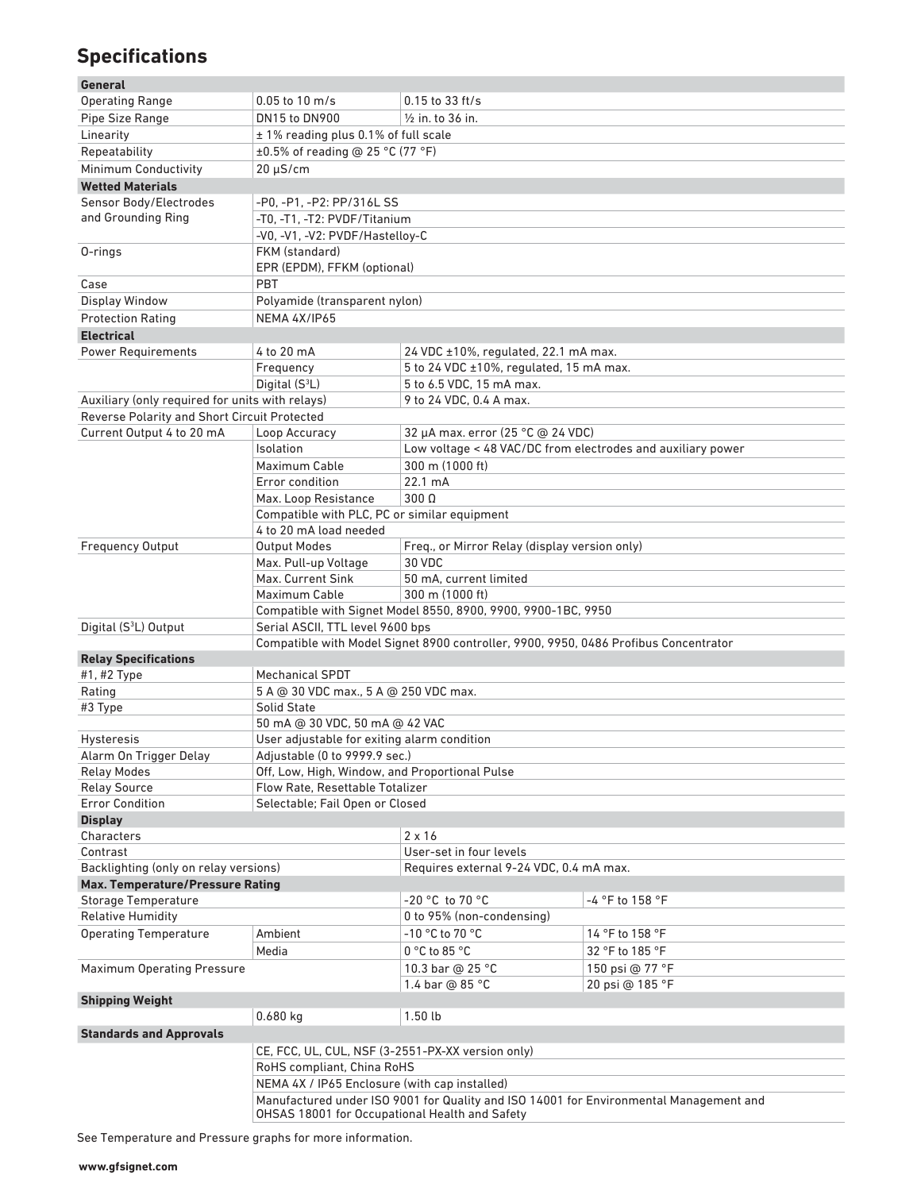## Specifications

| General | | | |
|---|---|---|---|
| Operating Range | 0.05 to 10 m/s | 0.15 to 33 ft/s | |
| Pipe Size Range | DN15 to DN900 | ½ in. to 36 in. | |
| Linearity | ± 1% reading plus 0.1% of full scale | | |
| Repeatability | ±0.5% of reading @ 25 °C (77 °F) | | |
| Minimum Conductivity | 20 µS/cm | | |
| **Wetted Materials** | | | |
| Sensor Body/Electrodes and Grounding Ring | -P0, -P1, -P2: PP/316L SS | | |
| | -T0, -T1, -T2: PVDF/Titanium | | |
| | -V0, -V1, -V2: PVDF/Hastelloy-C | | |
| O-rings | FKM (standard) EPR (EPDM), FFKM (optional) | | |
| Case | PBT | | |
| Display Window | Polyamide (transparent nylon) | | |
| Protection Rating | NEMA 4X/IP65 | | |
| **Electrical** | | | |
| Power Requirements | 4 to 20 mA | 24 VDC ±10%, regulated, 22.1 mA max. | |
| | Frequency | 5 to 24 VDC ±10%, regulated, 15 mA max. | |
| | Digital ($S^3L$) | 5 to 6.5 VDC, 15 mA max. | |
| Auxiliary (only required for units with relays) | | 9 to 24 VDC, 0.4 A max. | |
| Reverse Polarity and Short Circuit Protected | | | |
| Current Output 4 to 20 mA | Loop Accuracy | 32 µA max. error (25 °C @ 24 VDC) | |
| | Isolation | Low voltage < 48 VAC/DC from electrodes and auxiliary power | |
| | Maximum Cable | 300 m (1000 ft) | |
| | Error condition | 22.1 mA | |
| | Max. Loop Resistance | 300 Ω | |
| | Compatible with PLC, PC or similar equipment | | |
| | 4 to 20 mA load needed | | |
| Frequency Output | Output Modes | Freq., or Mirror Relay (display version only) | |
| | Max. Pull-up Voltage | 30 VDC | |
| | Max. Current Sink | 50 mA, current limited | |
| | Maximum Cable | 300 m (1000 ft) | |
| | Compatible with Signet Model 8550, 8900, 9900, 9900-1BC, 9950 | | |
| Digital ($S^3L$) Output | Serial ASCII, TTL level 9600 bps | | |
| | Compatible with Model Signet 8900 controller, 9900, 9950, 0486 Profibus Concentrator | | |
| **Relay Specifications** | | | |
| #1, #2 Type | Mechanical SPDT | | |
| Rating | 5 A @ 30 VDC max., 5 A @ 250 VDC max. | | |
| #3 Type | Solid State | | |
| | 50 mA @ 30 VDC, 50 mA @ 42 VAC | | |
| Hysteresis | User adjustable for exiting alarm condition | | |
| Alarm On Trigger Delay | Adjustable (0 to 9999.9 sec.) | | |
| Relay Modes | Off, Low, High, Window, and Proportional Pulse | | |
| Relay Source | Flow Rate, Resettable Totalizer | | |
| Error Condition | Selectable; Fail Open or Closed | | |
| **Display** | | | |
| Characters | | 2 x 16 | |
| Contrast | | User-set in four levels | |
| Backlighting (only on relay versions) | | Requires external 9-24 VDC, 0.4 mA max. | |
| **Max. Temperature/Pressure Rating** | | | |
| Storage Temperature | | -20 °C to 70 °C | -4 °F to 158 °F |
| Relative Humidity | | 0 to 95% (non-condensing) | |
| Operating Temperature | Ambient | -10 °C to 70 °C | 14 °F to 158 °F |
| | Media | 0 °C to 85 °C | 32 °F to 185 °F |
| Maximum Operating Pressure | | 10.3 bar @ 25 °C | 150 psi @ 77 °F |
| | | 1.4 bar @ 85 °C | 20 psi @ 185 °F |
| **Shipping Weight** | | | |
| | 0.680 kg | 1.50 lb | |
| **Standards and Approvals** | | | |
| | CE, FCC, UL, CUL, NSF (3-2551-PX-XX version only) | | |
| | RoHS compliant, China RoHS | | |
| | NEMA 4X / IP65 Enclosure (with cap installed) | | |
| | Manufactured under ISO 9001 for Quality and ISO 14001 for Environmental Management and OHSAS 18001 for Occupational Health and Safety | | |

See Temperature and Pressure graphs for more information.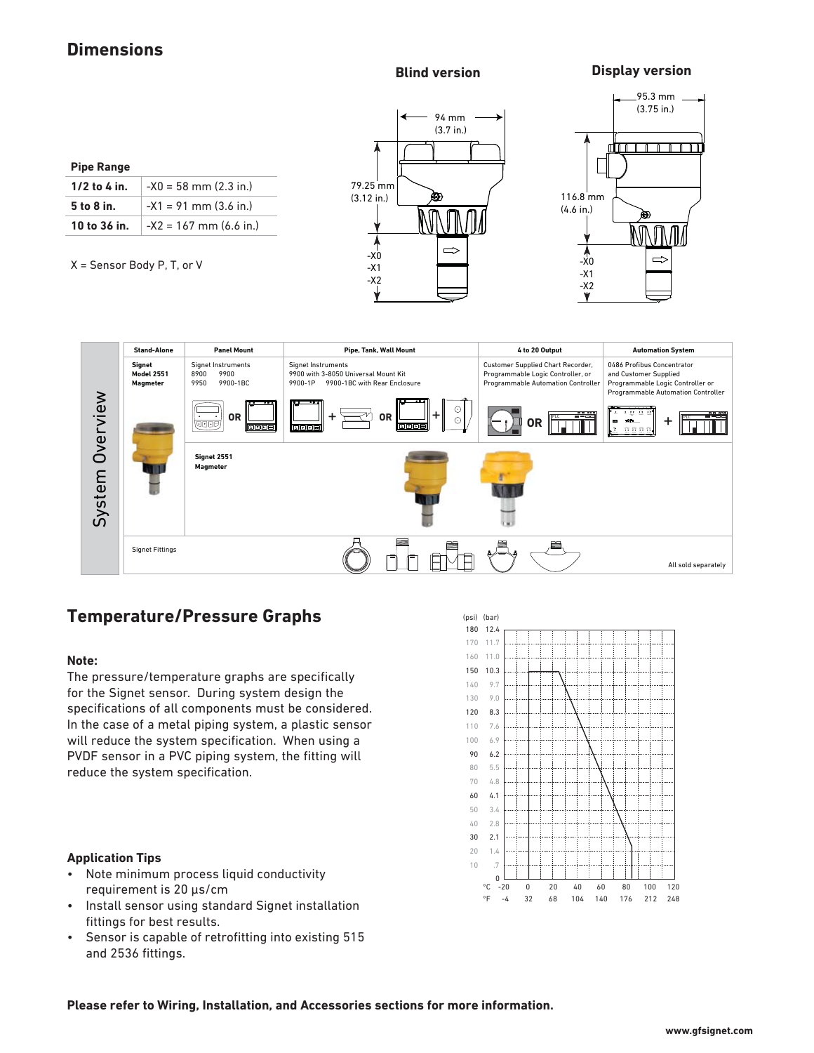## Dimensions

**Blind version**

**Display version**

94 mm (3.7 in.)

79.25 mm (3.12 in.)

95.3 mm (3.75 in.)

116.8 mm (4.6 in.)

-X0
-X1
-X2

| **Pipe Range** | |
|---|---|
| **1/2 to 4 in.** | -X0 = 58 mm (2.3 in.) |
| **5 to 8 in.** | -X1 = 91 mm (3.6 in.) |
| **10 to 36 in.** | -X2 = 167 mm (6.6 in.) |

X = Sensor Body P, T, or V

### System Overview

| Stand-Alone | Panel Mount | Pipe, Tank, Wall Mount | 4 to 20 Output | Automation System |
|---|---|---|---|---|
| Signet Model 2551 Magmeter | Signet Instruments 8900 9900 9950 9900-1BC | Signet Instruments 9900 with 3-8050 Universal Mount Kit 9900-1P 9900-1BC with Rear Enclosure | Customer Supplied Chart Recorder, Programmable Logic Controller, or Programmable Automation Controller | 0486 Profibus Concentrator and Customer Supplied Programmable Logic Controller or Programmable Automation Controller |
| | Signet 2551 Magmeter | | | |
| Signet Fittings | | | | All sold separately |

## Temperature/Pressure Graphs

**Note:**
The pressure/temperature graphs are specifically for the Signet sensor. During system design the specifications of all components must be considered. In the case of a metal piping system, a plastic sensor will reduce the system specification. When using a PVDF sensor in a PVC piping system, the fitting will reduce the system specification.

(psi) (bar): 180 12.4, 170 11.7, 160 11.0, 150 10.3, 140 9.7, 130 9.0, 120 8.3, 110 7.6, 100 6.9, 90 6.2, 80 5.5, 70 4.8, 60 4.1, 50 3.4, 40 2.8, 30 2.1, 20 1.4, 10 .7, 0

°C: -20, 0, 20, 40, 60, 80, 100, 120
°F: -4, 32, 68, 104, 140, 176, 212, 248

**Application Tips**

- Note minimum process liquid conductivity requirement is 20 µs/cm
- Install sensor using standard Signet installation fittings for best results.
- Sensor is capable of retrofitting into existing 515 and 2536 fittings.

**Please refer to Wiring, Installation, and Accessories sections for more information.**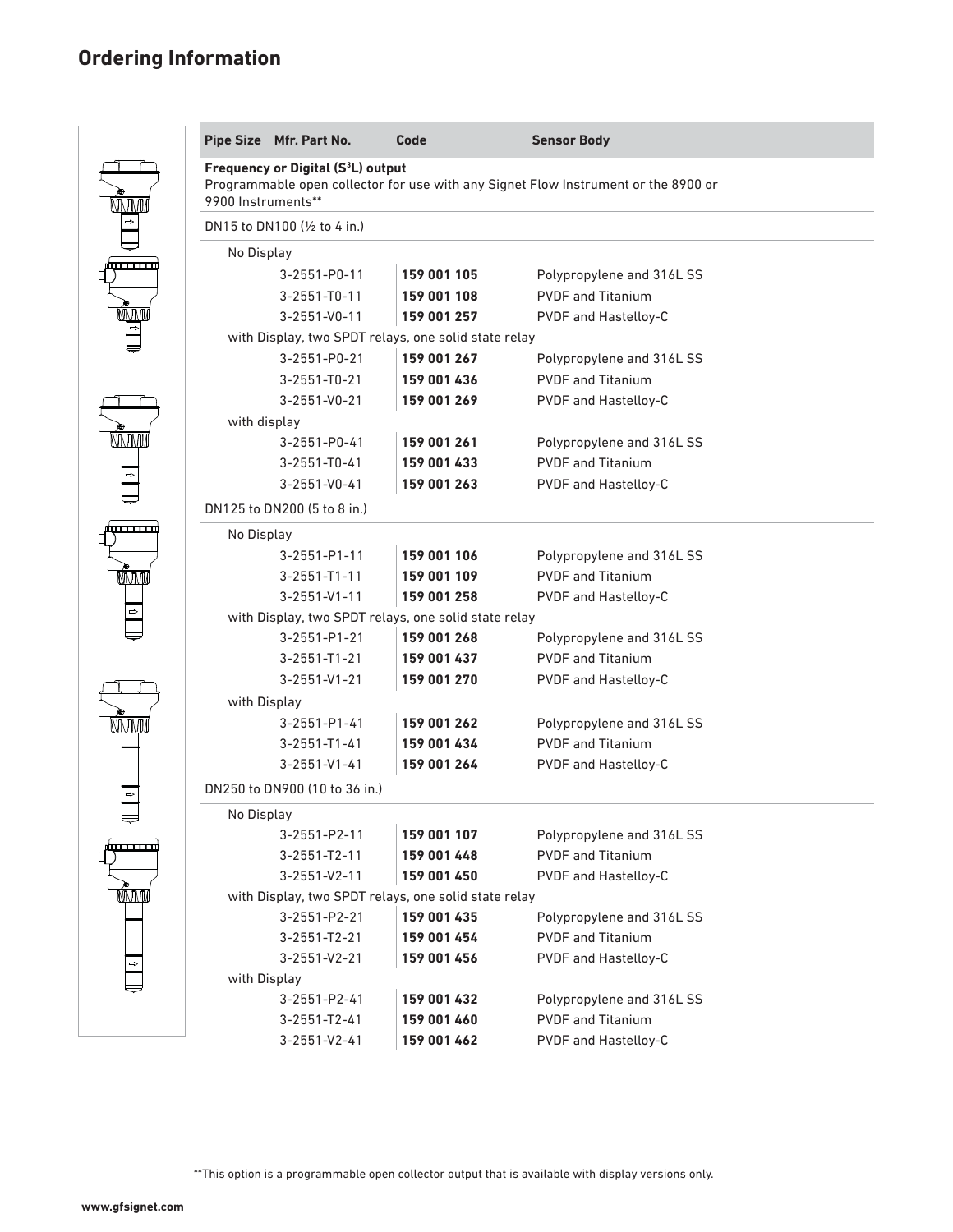## Ordering Information

| Pipe Size | Mfr. Part No. | Code | Sensor Body |
|---|---|---|---|
| **Frequency or Digital ($S^3L$) output** | | | |
| Programmable open collector for use with any Signet Flow Instrument or the 8900 or 9900 Instruments** | | | |
| DN15 to DN100 (½ to 4 in.) | | | |
| No Display | | | |
| | 3-2551-P0-11 | **159 001 105** | Polypropylene and 316L SS |
| | 3-2551-T0-11 | **159 001 108** | PVDF and Titanium |
| | 3-2551-V0-11 | **159 001 257** | PVDF and Hastelloy-C |
| with Display, two SPDT relays, one solid state relay | | | |
| | 3-2551-P0-21 | **159 001 267** | Polypropylene and 316L SS |
| | 3-2551-T0-21 | **159 001 436** | PVDF and Titanium |
| | 3-2551-V0-21 | **159 001 269** | PVDF and Hastelloy-C |
| with display | | | |
| | 3-2551-P0-41 | **159 001 261** | Polypropylene and 316L SS |
| | 3-2551-T0-41 | **159 001 433** | PVDF and Titanium |
| | 3-2551-V0-41 | **159 001 263** | PVDF and Hastelloy-C |
| DN125 to DN200 (5 to 8 in.) | | | |
| No Display | | | |
| | 3-2551-P1-11 | **159 001 106** | Polypropylene and 316L SS |
| | 3-2551-T1-11 | **159 001 109** | PVDF and Titanium |
| | 3-2551-V1-11 | **159 001 258** | PVDF and Hastelloy-C |
| with Display, two SPDT relays, one solid state relay | | | |
| | 3-2551-P1-21 | **159 001 268** | Polypropylene and 316L SS |
| | 3-2551-T1-21 | **159 001 437** | PVDF and Titanium |
| | 3-2551-V1-21 | **159 001 270** | PVDF and Hastelloy-C |
| with Display | | | |
| | 3-2551-P1-41 | **159 001 262** | Polypropylene and 316L SS |
| | 3-2551-T1-41 | **159 001 434** | PVDF and Titanium |
| | 3-2551-V1-41 | **159 001 264** | PVDF and Hastelloy-C |
| DN250 to DN900 (10 to 36 in.) | | | |
| No Display | | | |
| | 3-2551-P2-11 | **159 001 107** | Polypropylene and 316L SS |
| | 3-2551-T2-11 | **159 001 448** | PVDF and Titanium |
| | 3-2551-V2-11 | **159 001 450** | PVDF and Hastelloy-C |
| with Display, two SPDT relays, one solid state relay | | | |
| | 3-2551-P2-21 | **159 001 435** | Polypropylene and 316L SS |
| | 3-2551-T2-21 | **159 001 454** | PVDF and Titanium |
| | 3-2551-V2-21 | **159 001 456** | PVDF and Hastelloy-C |
| with Display | | | |
| | 3-2551-P2-41 | **159 001 432** | Polypropylene and 316L SS |
| | 3-2551-T2-41 | **159 001 460** | PVDF and Titanium |
| | 3-2551-V2-41 | **159 001 462** | PVDF and Hastelloy-C |

**This option is a programmable open collector output that is available with display versions only.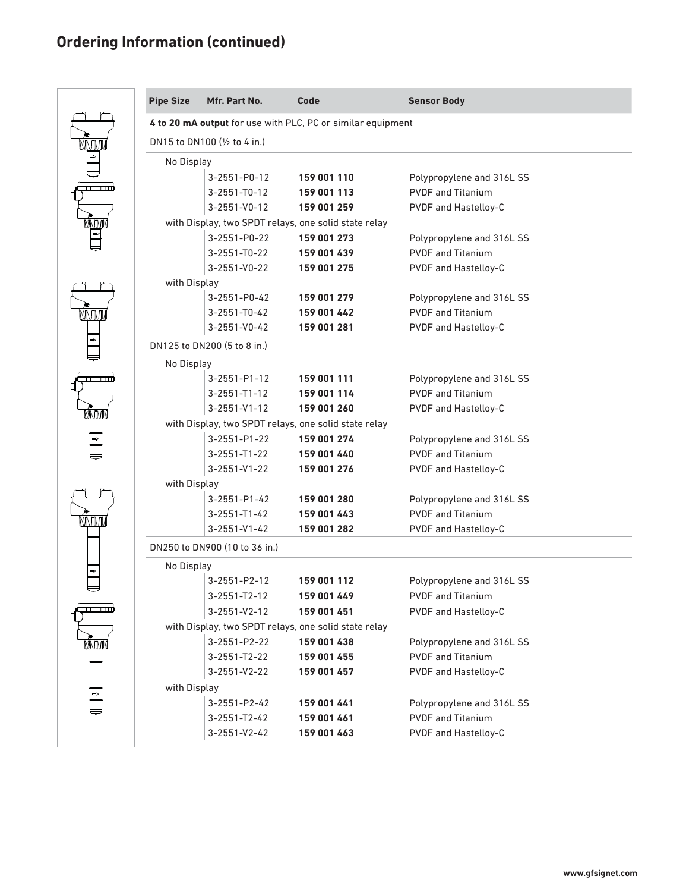## Ordering Information (continued)

| Pipe Size | Mfr. Part No. | Code | Sensor Body |
|---|---|---|---|
| **4 to 20 mA output** for use with PLC, PC or similar equipment | | | |
| DN15 to DN100 (½ to 4 in.) | | | |
| No Display | | | |
| | 3-2551-P0-12 | **159 001 110** | Polypropylene and 316L SS |
| | 3-2551-T0-12 | **159 001 113** | PVDF and Titanium |
| | 3-2551-V0-12 | **159 001 259** | PVDF and Hastelloy-C |
| with Display, two SPDT relays, one solid state relay | | | |
| | 3-2551-P0-22 | **159 001 273** | Polypropylene and 316L SS |
| | 3-2551-T0-22 | **159 001 439** | PVDF and Titanium |
| | 3-2551-V0-22 | **159 001 275** | PVDF and Hastelloy-C |
| with Display | | | |
| | 3-2551-P0-42 | **159 001 279** | Polypropylene and 316L SS |
| | 3-2551-T0-42 | **159 001 442** | PVDF and Titanium |
| | 3-2551-V0-42 | **159 001 281** | PVDF and Hastelloy-C |
| DN125 to DN200 (5 to 8 in.) | | | |
| No Display | | | |
| | 3-2551-P1-12 | **159 001 111** | Polypropylene and 316L SS |
| | 3-2551-T1-12 | **159 001 114** | PVDF and Titanium |
| | 3-2551-V1-12 | **159 001 260** | PVDF and Hastelloy-C |
| with Display, two SPDT relays, one solid state relay | | | |
| | 3-2551-P1-22 | **159 001 274** | Polypropylene and 316L SS |
| | 3-2551-T1-22 | **159 001 440** | PVDF and Titanium |
| | 3-2551-V1-22 | **159 001 276** | PVDF and Hastelloy-C |
| with Display | | | |
| | 3-2551-P1-42 | **159 001 280** | Polypropylene and 316L SS |
| | 3-2551-T1-42 | **159 001 443** | PVDF and Titanium |
| | 3-2551-V1-42 | **159 001 282** | PVDF and Hastelloy-C |
| DN250 to DN900 (10 to 36 in.) | | | |
| No Display | | | |
| | 3-2551-P2-12 | **159 001 112** | Polypropylene and 316L SS |
| | 3-2551-T2-12 | **159 001 449** | PVDF and Titanium |
| | 3-2551-V2-12 | **159 001 451** | PVDF and Hastelloy-C |
| with Display, two SPDT relays, one solid state relay | | | |
| | 3-2551-P2-22 | **159 001 438** | Polypropylene and 316L SS |
| | 3-2551-T2-22 | **159 001 455** | PVDF and Titanium |
| | 3-2551-V2-22 | **159 001 457** | PVDF and Hastelloy-C |
| with Display | | | |
| | 3-2551-P2-42 | **159 001 441** | Polypropylene and 316L SS |
| | 3-2551-T2-42 | **159 001 461** | PVDF and Titanium |
| | 3-2551-V2-42 | **159 001 463** | PVDF and Hastelloy-C |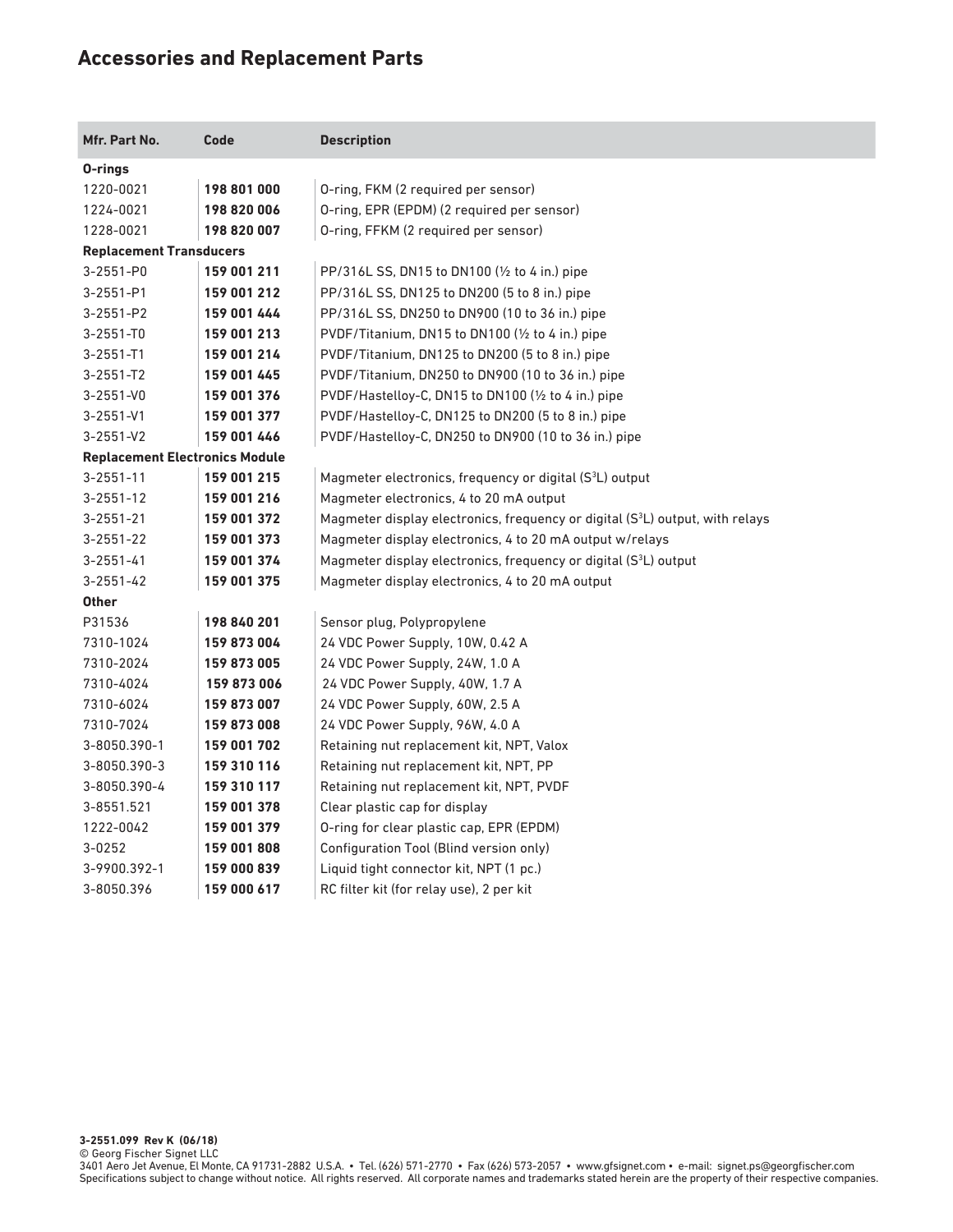## Accessories and Replacement Parts

| Mfr. Part No. | Code | Description |
|---|---|---|
| **O-rings** | | |
| 1220-0021 | **198 801 000** | O-ring, FKM (2 required per sensor) |
| 1224-0021 | **198 820 006** | O-ring, EPR (EPDM) (2 required per sensor) |
| 1228-0021 | **198 820 007** | O-ring, FFKM (2 required per sensor) |
| **Replacement Transducers** | | |
| 3-2551-P0 | **159 001 211** | PP/316L SS, DN15 to DN100 (½ to 4 in.) pipe |
| 3-2551-P1 | **159 001 212** | PP/316L SS, DN125 to DN200 (5 to 8 in.) pipe |
| 3-2551-P2 | **159 001 444** | PP/316L SS, DN250 to DN900 (10 to 36 in.) pipe |
| 3-2551-T0 | **159 001 213** | PVDF/Titanium, DN15 to DN100 (½ to 4 in.) pipe |
| 3-2551-T1 | **159 001 214** | PVDF/Titanium, DN125 to DN200 (5 to 8 in.) pipe |
| 3-2551-T2 | **159 001 445** | PVDF/Titanium, DN250 to DN900 (10 to 36 in.) pipe |
| 3-2551-V0 | **159 001 376** | PVDF/Hastelloy-C, DN15 to DN100 (½ to 4 in.) pipe |
| 3-2551-V1 | **159 001 377** | PVDF/Hastelloy-C, DN125 to DN200 (5 to 8 in.) pipe |
| 3-2551-V2 | **159 001 446** | PVDF/Hastelloy-C, DN250 to DN900 (10 to 36 in.) pipe |
| **Replacement Electronics Module** | | |
| 3-2551-11 | **159 001 215** | Magmeter electronics, frequency or digital ($S^3L$) output |
| 3-2551-12 | **159 001 216** | Magmeter electronics, 4 to 20 mA output |
| 3-2551-21 | **159 001 372** | Magmeter display electronics, frequency or digital ($S^3L$) output, with relays |
| 3-2551-22 | **159 001 373** | Magmeter display electronics, 4 to 20 mA output w/relays |
| 3-2551-41 | **159 001 374** | Magmeter display electronics, frequency or digital ($S^3L$) output |
| 3-2551-42 | **159 001 375** | Magmeter display electronics, 4 to 20 mA output |
| **Other** | | |
| P31536 | **198 840 201** | Sensor plug, Polypropylene |
| 7310-1024 | **159 873 004** | 24 VDC Power Supply, 10W, 0.42 A |
| 7310-2024 | **159 873 005** | 24 VDC Power Supply, 24W, 1.0 A |
| 7310-4024 | **159 873 006** | 24 VDC Power Supply, 40W, 1.7 A |
| 7310-6024 | **159 873 007** | 24 VDC Power Supply, 60W, 2.5 A |
| 7310-7024 | **159 873 008** | 24 VDC Power Supply, 96W, 4.0 A |
| 3-8050.390-1 | **159 001 702** | Retaining nut replacement kit, NPT, Valox |
| 3-8050.390-3 | **159 310 116** | Retaining nut replacement kit, NPT, PP |
| 3-8050.390-4 | **159 310 117** | Retaining nut replacement kit, NPT, PVDF |
| 3-8551.521 | **159 001 378** | Clear plastic cap for display |
| 1222-0042 | **159 001 379** | O-ring for clear plastic cap, EPR (EPDM) |
| 3-0252 | **159 001 808** | Configuration Tool (Blind version only) |
| 3-9900.392-1 | **159 000 839** | Liquid tight connector kit, NPT (1 pc.) |
| 3-8050.396 | **159 000 617** | RC filter kit (for relay use), 2 per kit |

**3-2551.099 Rev K (06/18)**
© Georg Fischer Signet LLC
3401 Aero Jet Avenue, El Monte, CA 91731-2882 U.S.A. • Tel. (626) 571-2770 • Fax (626) 573-2057 • www.gfsignet.com • e-mail: signet.ps@georgfischer.com
Specifications subject to change without notice. All rights reserved. All corporate names and trademarks stated herein are the property of their respective companies.